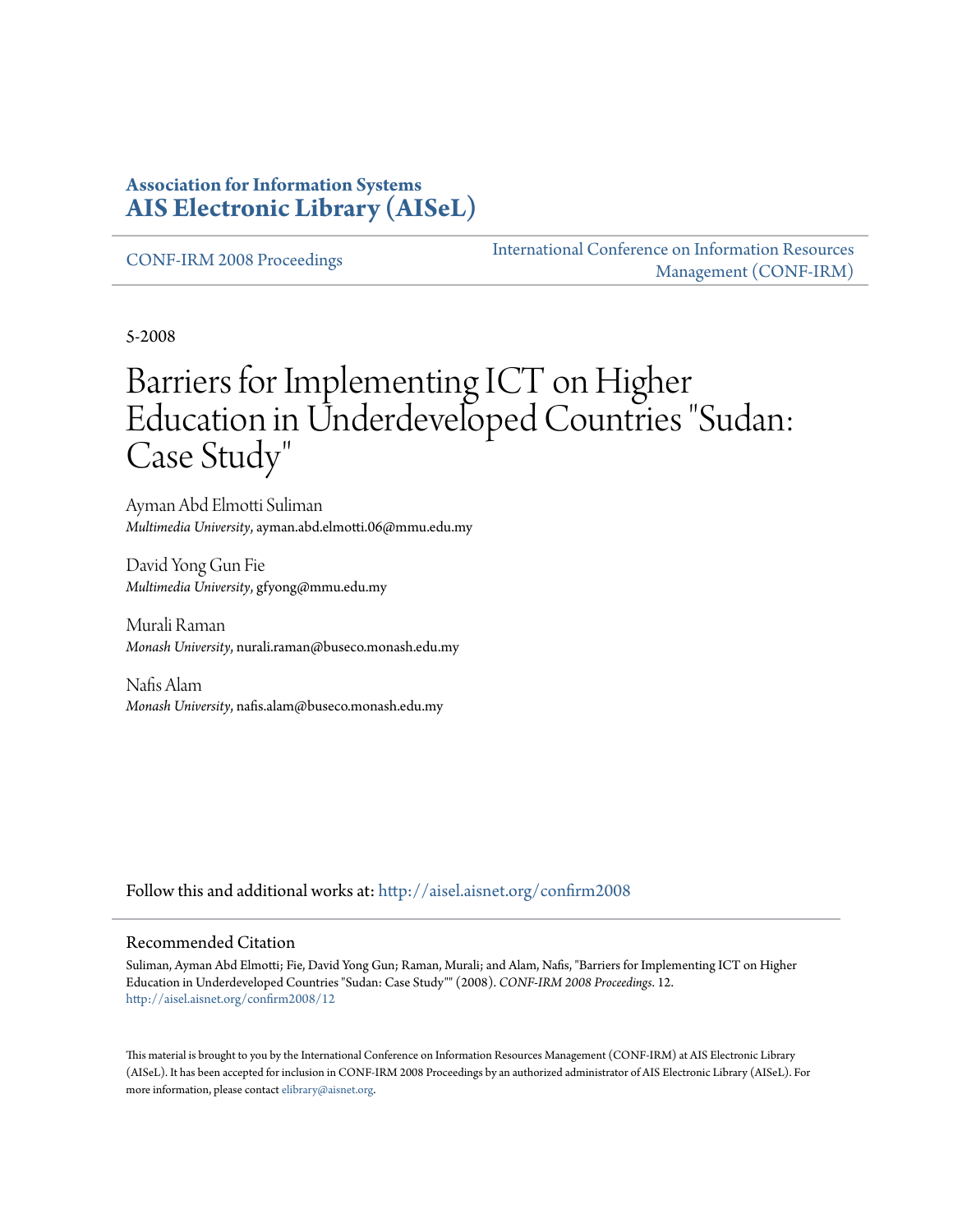**Association for Information Systems**
**AIS Electronic Library (AISeL)**

CONF-IRM 2008 Proceedings

International Conference on Information Resources Management (CONF-IRM)

5-2008

# Barriers for Implementing ICT on Higher Education in Underdeveloped Countries "Sudan: Case Study"

Ayman Abd Elmotti Suliman
*Multimedia University*, ayman.abd.elmotti.06@mmu.edu.my

David Yong Gun Fie
*Multimedia University*, gfyong@mmu.edu.my

Murali Raman
*Monash University*, nurali.raman@buseco.monash.edu.my

Nafis Alam
*Monash University*, nafis.alam@buseco.monash.edu.my

Follow this and additional works at: http://aisel.aisnet.org/confirm2008

## Recommended Citation

Suliman, Ayman Abd Elmotti; Fie, David Yong Gun; Raman, Murali; and Alam, Nafis, "Barriers for Implementing ICT on Higher Education in Underdeveloped Countries "Sudan: Case Study"" (2008). *CONF-IRM 2008 Proceedings*. 12.
http://aisel.aisnet.org/confirm2008/12

This material is brought to you by the International Conference on Information Resources Management (CONF-IRM) at AIS Electronic Library (AISeL). It has been accepted for inclusion in CONF-IRM 2008 Proceedings by an authorized administrator of AIS Electronic Library (AISeL). For more information, please contact elibrary@aisnet.org.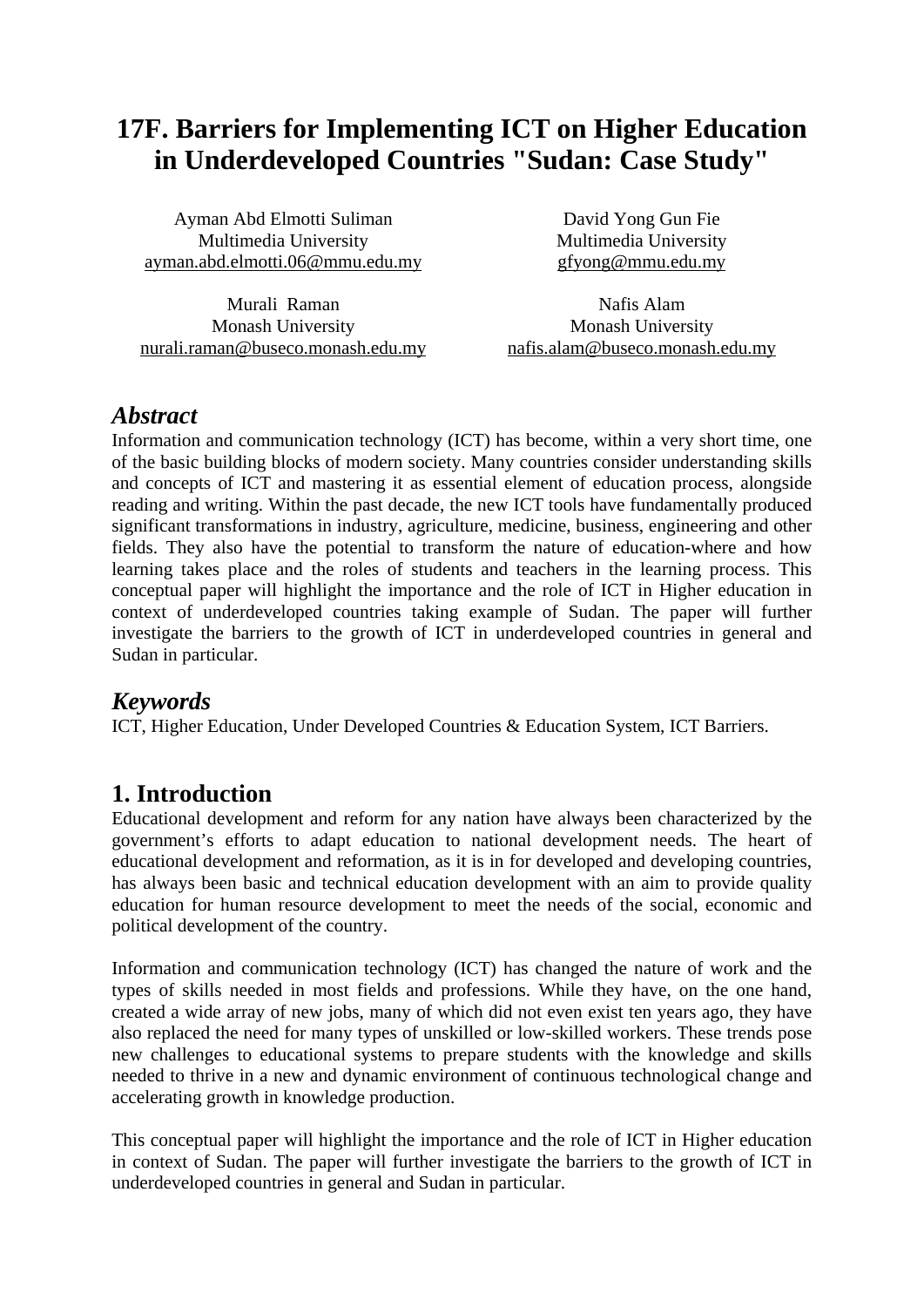# 17F. Barriers for Implementing ICT on Higher Education in Underdeveloped Countries "Sudan: Case Study"

Ayman Abd Elmotti Suliman
Multimedia University
ayman.abd.elmotti.06@mmu.edu.my

David Yong Gun Fie
Multimedia University
gfyong@mmu.edu.my

Murali Raman
Monash University
nurali.raman@buseco.monash.edu.my

Nafis Alam
Monash University
nafis.alam@buseco.monash.edu.my

## *Abstract*

Information and communication technology (ICT) has become, within a very short time, one of the basic building blocks of modern society. Many countries consider understanding skills and concepts of ICT and mastering it as essential element of education process, alongside reading and writing. Within the past decade, the new ICT tools have fundamentally produced significant transformations in industry, agriculture, medicine, business, engineering and other fields. They also have the potential to transform the nature of education-where and how learning takes place and the roles of students and teachers in the learning process. This conceptual paper will highlight the importance and the role of ICT in Higher education in context of underdeveloped countries taking example of Sudan. The paper will further investigate the barriers to the growth of ICT in underdeveloped countries in general and Sudan in particular.

## *Keywords*

ICT, Higher Education, Under Developed Countries & Education System, ICT Barriers.

## 1. Introduction

Educational development and reform for any nation have always been characterized by the government's efforts to adapt education to national development needs. The heart of educational development and reformation, as it is in for developed and developing countries, has always been basic and technical education development with an aim to provide quality education for human resource development to meet the needs of the social, economic and political development of the country.

Information and communication technology (ICT) has changed the nature of work and the types of skills needed in most fields and professions. While they have, on the one hand, created a wide array of new jobs, many of which did not even exist ten years ago, they have also replaced the need for many types of unskilled or low-skilled workers. These trends pose new challenges to educational systems to prepare students with the knowledge and skills needed to thrive in a new and dynamic environment of continuous technological change and accelerating growth in knowledge production.

This conceptual paper will highlight the importance and the role of ICT in Higher education in context of Sudan. The paper will further investigate the barriers to the growth of ICT in underdeveloped countries in general and Sudan in particular.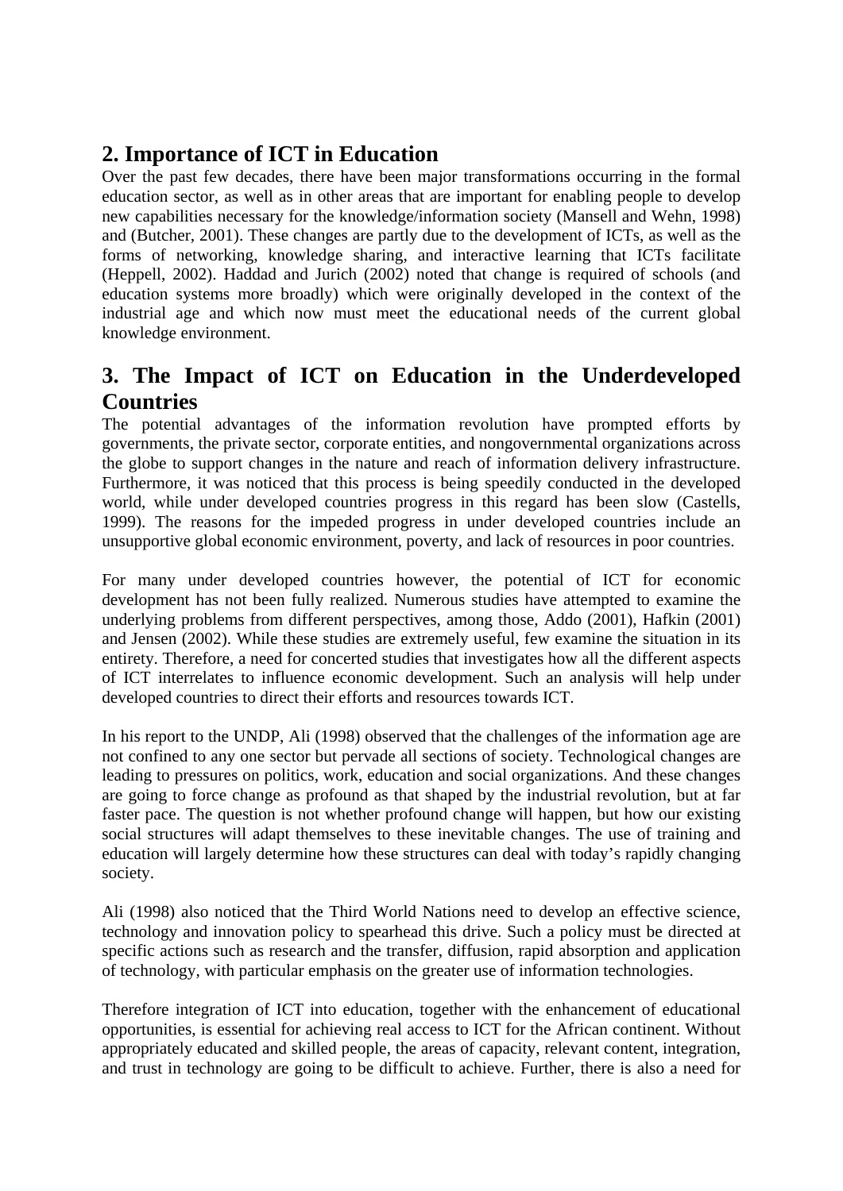## 2. Importance of ICT in Education

Over the past few decades, there have been major transformations occurring in the formal education sector, as well as in other areas that are important for enabling people to develop new capabilities necessary for the knowledge/information society (Mansell and Wehn, 1998) and (Butcher, 2001). These changes are partly due to the development of ICTs, as well as the forms of networking, knowledge sharing, and interactive learning that ICTs facilitate (Heppell, 2002). Haddad and Jurich (2002) noted that change is required of schools (and education systems more broadly) which were originally developed in the context of the industrial age and which now must meet the educational needs of the current global knowledge environment.

## 3. The Impact of ICT on Education in the Underdeveloped Countries

The potential advantages of the information revolution have prompted efforts by governments, the private sector, corporate entities, and nongovernmental organizations across the globe to support changes in the nature and reach of information delivery infrastructure. Furthermore, it was noticed that this process is being speedily conducted in the developed world, while under developed countries progress in this regard has been slow (Castells, 1999). The reasons for the impeded progress in under developed countries include an unsupportive global economic environment, poverty, and lack of resources in poor countries.

For many under developed countries however, the potential of ICT for economic development has not been fully realized. Numerous studies have attempted to examine the underlying problems from different perspectives, among those, Addo (2001), Hafkin (2001) and Jensen (2002). While these studies are extremely useful, few examine the situation in its entirety. Therefore, a need for concerted studies that investigates how all the different aspects of ICT interrelates to influence economic development. Such an analysis will help under developed countries to direct their efforts and resources towards ICT.

In his report to the UNDP, Ali (1998) observed that the challenges of the information age are not confined to any one sector but pervade all sections of society. Technological changes are leading to pressures on politics, work, education and social organizations. And these changes are going to force change as profound as that shaped by the industrial revolution, but at far faster pace. The question is not whether profound change will happen, but how our existing social structures will adapt themselves to these inevitable changes. The use of training and education will largely determine how these structures can deal with today's rapidly changing society.

Ali (1998) also noticed that the Third World Nations need to develop an effective science, technology and innovation policy to spearhead this drive. Such a policy must be directed at specific actions such as research and the transfer, diffusion, rapid absorption and application of technology, with particular emphasis on the greater use of information technologies.

Therefore integration of ICT into education, together with the enhancement of educational opportunities, is essential for achieving real access to ICT for the African continent. Without appropriately educated and skilled people, the areas of capacity, relevant content, integration, and trust in technology are going to be difficult to achieve. Further, there is also a need for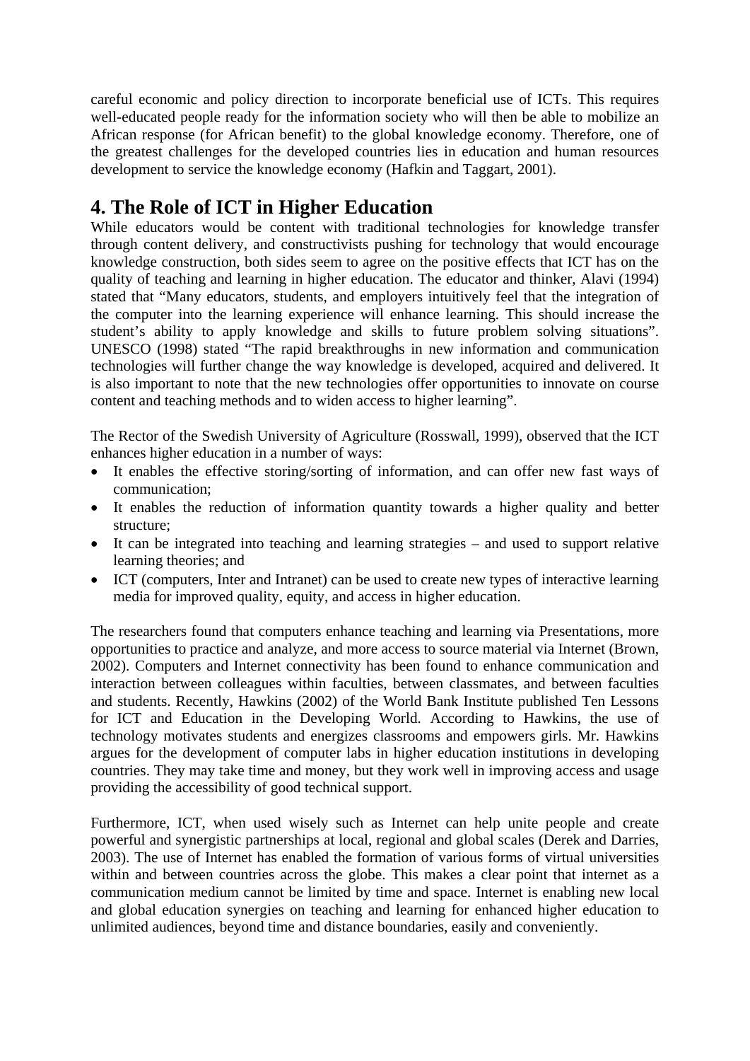careful economic and policy direction to incorporate beneficial use of ICTs. This requires well-educated people ready for the information society who will then be able to mobilize an African response (for African benefit) to the global knowledge economy. Therefore, one of the greatest challenges for the developed countries lies in education and human resources development to service the knowledge economy (Hafkin and Taggart, 2001).

## 4. The Role of ICT in Higher Education

While educators would be content with traditional technologies for knowledge transfer through content delivery, and constructivists pushing for technology that would encourage knowledge construction, both sides seem to agree on the positive effects that ICT has on the quality of teaching and learning in higher education. The educator and thinker, Alavi (1994) stated that "Many educators, students, and employers intuitively feel that the integration of the computer into the learning experience will enhance learning. This should increase the student's ability to apply knowledge and skills to future problem solving situations". UNESCO (1998) stated "The rapid breakthroughs in new information and communication technologies will further change the way knowledge is developed, acquired and delivered. It is also important to note that the new technologies offer opportunities to innovate on course content and teaching methods and to widen access to higher learning".

The Rector of the Swedish University of Agriculture (Rosswall, 1999), observed that the ICT enhances higher education in a number of ways:

- It enables the effective storing/sorting of information, and can offer new fast ways of communication;
- It enables the reduction of information quantity towards a higher quality and better structure;
- It can be integrated into teaching and learning strategies – and used to support relative learning theories; and
- ICT (computers, Inter and Intranet) can be used to create new types of interactive learning media for improved quality, equity, and access in higher education.

The researchers found that computers enhance teaching and learning via Presentations, more opportunities to practice and analyze, and more access to source material via Internet (Brown, 2002). Computers and Internet connectivity has been found to enhance communication and interaction between colleagues within faculties, between classmates, and between faculties and students. Recently, Hawkins (2002) of the World Bank Institute published Ten Lessons for ICT and Education in the Developing World. According to Hawkins, the use of technology motivates students and energizes classrooms and empowers girls. Mr. Hawkins argues for the development of computer labs in higher education institutions in developing countries. They may take time and money, but they work well in improving access and usage providing the accessibility of good technical support.

Furthermore, ICT, when used wisely such as Internet can help unite people and create powerful and synergistic partnerships at local, regional and global scales (Derek and Darries, 2003). The use of Internet has enabled the formation of various forms of virtual universities within and between countries across the globe. This makes a clear point that internet as a communication medium cannot be limited by time and space. Internet is enabling new local and global education synergies on teaching and learning for enhanced higher education to unlimited audiences, beyond time and distance boundaries, easily and conveniently.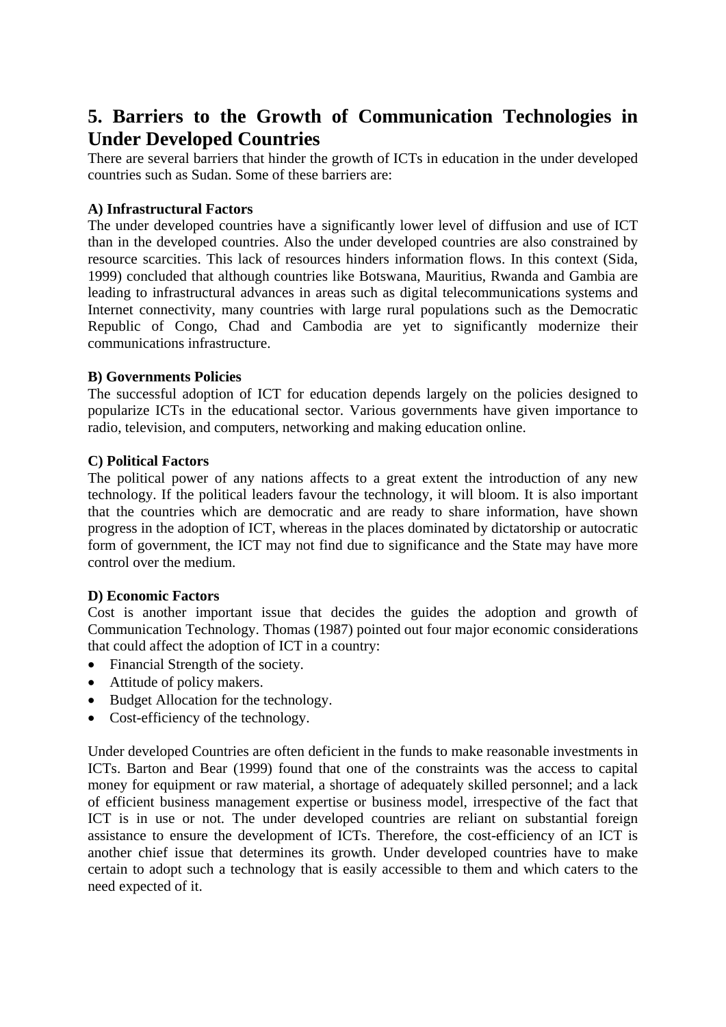## 5. Barriers to the Growth of Communication Technologies in Under Developed Countries

There are several barriers that hinder the growth of ICTs in education in the under developed countries such as Sudan. Some of these barriers are:

### A) Infrastructural Factors

The under developed countries have a significantly lower level of diffusion and use of ICT than in the developed countries. Also the under developed countries are also constrained by resource scarcities. This lack of resources hinders information flows. In this context (Sida, 1999) concluded that although countries like Botswana, Mauritius, Rwanda and Gambia are leading to infrastructural advances in areas such as digital telecommunications systems and Internet connectivity, many countries with large rural populations such as the Democratic Republic of Congo, Chad and Cambodia are yet to significantly modernize their communications infrastructure.

### B) Governments Policies

The successful adoption of ICT for education depends largely on the policies designed to popularize ICTs in the educational sector. Various governments have given importance to radio, television, and computers, networking and making education online.

### C) Political Factors

The political power of any nations affects to a great extent the introduction of any new technology. If the political leaders favour the technology, it will bloom. It is also important that the countries which are democratic and are ready to share information, have shown progress in the adoption of ICT, whereas in the places dominated by dictatorship or autocratic form of government, the ICT may not find due to significance and the State may have more control over the medium.

### D) Economic Factors

Cost is another important issue that decides the guides the adoption and growth of Communication Technology. Thomas (1987) pointed out four major economic considerations that could affect the adoption of ICT in a country:

- Financial Strength of the society.
- Attitude of policy makers.
- Budget Allocation for the technology.
- Cost-efficiency of the technology.

Under developed Countries are often deficient in the funds to make reasonable investments in ICTs. Barton and Bear (1999) found that one of the constraints was the access to capital money for equipment or raw material, a shortage of adequately skilled personnel; and a lack of efficient business management expertise or business model, irrespective of the fact that ICT is in use or not. The under developed countries are reliant on substantial foreign assistance to ensure the development of ICTs. Therefore, the cost-efficiency of an ICT is another chief issue that determines its growth. Under developed countries have to make certain to adopt such a technology that is easily accessible to them and which caters to the need expected of it.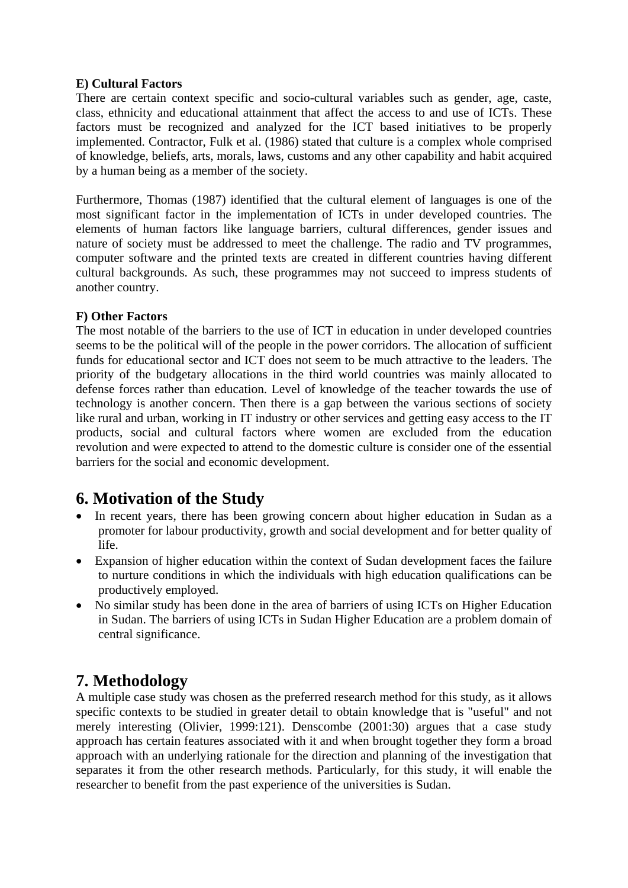**E) Cultural Factors**

There are certain context specific and socio-cultural variables such as gender, age, caste, class, ethnicity and educational attainment that affect the access to and use of ICTs. These factors must be recognized and analyzed for the ICT based initiatives to be properly implemented. Contractor, Fulk et al. (1986) stated that culture is a complex whole comprised of knowledge, beliefs, arts, morals, laws, customs and any other capability and habit acquired by a human being as a member of the society.

Furthermore, Thomas (1987) identified that the cultural element of languages is one of the most significant factor in the implementation of ICTs in under developed countries. The elements of human factors like language barriers, cultural differences, gender issues and nature of society must be addressed to meet the challenge. The radio and TV programmes, computer software and the printed texts are created in different countries having different cultural backgrounds. As such, these programmes may not succeed to impress students of another country.

**F) Other Factors**

The most notable of the barriers to the use of ICT in education in under developed countries seems to be the political will of the people in the power corridors. The allocation of sufficient funds for educational sector and ICT does not seem to be much attractive to the leaders. The priority of the budgetary allocations in the third world countries was mainly allocated to defense forces rather than education. Level of knowledge of the teacher towards the use of technology is another concern. Then there is a gap between the various sections of society like rural and urban, working in IT industry or other services and getting easy access to the IT products, social and cultural factors where women are excluded from the education revolution and were expected to attend to the domestic culture is consider one of the essential barriers for the social and economic development.

## 6. Motivation of the Study

- In recent years, there has been growing concern about higher education in Sudan as a promoter for labour productivity, growth and social development and for better quality of life.
- Expansion of higher education within the context of Sudan development faces the failure to nurture conditions in which the individuals with high education qualifications can be productively employed.
- No similar study has been done in the area of barriers of using ICTs on Higher Education in Sudan. The barriers of using ICTs in Sudan Higher Education are a problem domain of central significance.

## 7. Methodology

A multiple case study was chosen as the preferred research method for this study, as it allows specific contexts to be studied in greater detail to obtain knowledge that is "useful" and not merely interesting (Olivier, 1999:121). Denscombe (2001:30) argues that a case study approach has certain features associated with it and when brought together they form a broad approach with an underlying rationale for the direction and planning of the investigation that separates it from the other research methods. Particularly, for this study, it will enable the researcher to benefit from the past experience of the universities is Sudan.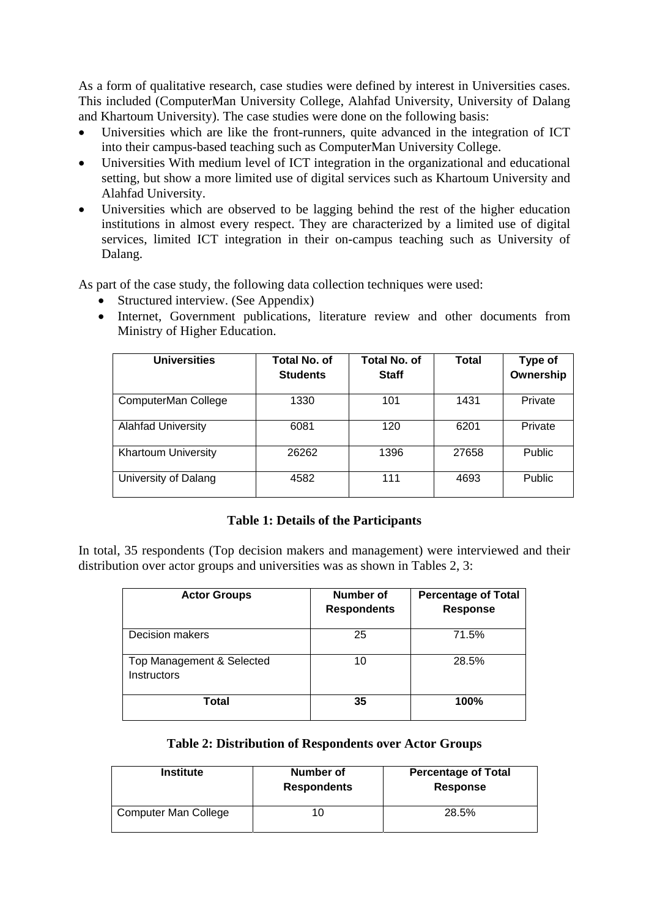As a form of qualitative research, case studies were defined by interest in Universities cases. This included (ComputerMan University College, Alahfad University, University of Dalang and Khartoum University). The case studies were done on the following basis:

- Universities which are like the front-runners, quite advanced in the integration of ICT into their campus-based teaching such as ComputerMan University College.
- Universities With medium level of ICT integration in the organizational and educational setting, but show a more limited use of digital services such as Khartoum University and Alahfad University.
- Universities which are observed to be lagging behind the rest of the higher education institutions in almost every respect. They are characterized by a limited use of digital services, limited ICT integration in their on-campus teaching such as University of Dalang.

As part of the case study, the following data collection techniques were used:

- Structured interview. (See Appendix)
- Internet, Government publications, literature review and other documents from Ministry of Higher Education.

| Universities | Total No. of Students | Total No. of Staff | Total | Type of Ownership |
|---|---|---|---|---|
| ComputerMan College | 1330 | 101 | 1431 | Private |
| Alahfad University | 6081 | 120 | 6201 | Private |
| Khartoum University | 26262 | 1396 | 27658 | Public |
| University of Dalang | 4582 | 111 | 4693 | Public |

**Table 1: Details of the Participants**

In total, 35 respondents (Top decision makers and management) were interviewed and their distribution over actor groups and universities was as shown in Tables 2, 3:

| Actor Groups | Number of Respondents | Percentage of Total Response |
|---|---|---|
| Decision makers | 25 | 71.5% |
| Top Management & Selected Instructors | 10 | 28.5% |
| **Total** | **35** | **100%** |

**Table 2: Distribution of Respondents over Actor Groups**

| Institute | Number of Respondents | Percentage of Total Response |
|---|---|---|
| Computer Man College | 10 | 28.5% |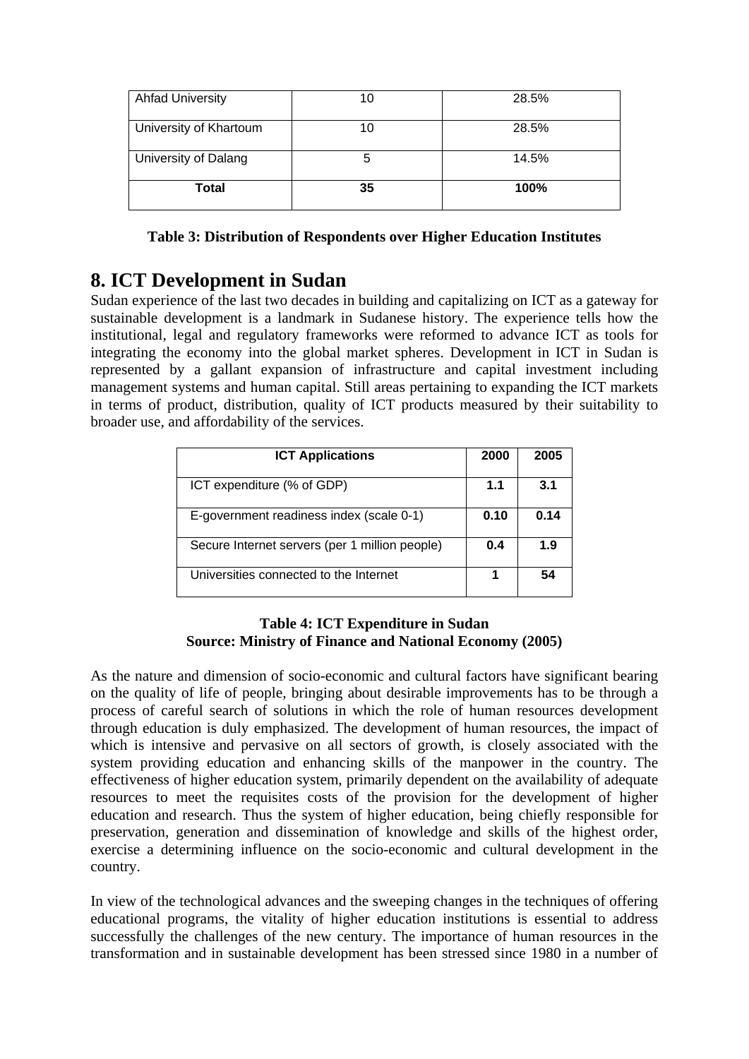| | | |
|---|---|---|
| Ahfad University | 10 | 28.5% |
| University of Khartoum | 10 | 28.5% |
| University of Dalang | 5 | 14.5% |
| **Total** | **35** | **100%** |

**Table 3: Distribution of Respondents over Higher Education Institutes**

# 8. ICT Development in Sudan

Sudan experience of the last two decades in building and capitalizing on ICT as a gateway for sustainable development is a landmark in Sudanese history. The experience tells how the institutional, legal and regulatory frameworks were reformed to advance ICT as tools for integrating the economy into the global market spheres. Development in ICT in Sudan is represented by a gallant expansion of infrastructure and capital investment including management systems and human capital. Still areas pertaining to expanding the ICT markets in terms of product, distribution, quality of ICT products measured by their suitability to broader use, and affordability of the services.

| ICT Applications | 2000 | 2005 |
|---|---|---|
| ICT expenditure (% of GDP) | **1.1** | **3.1** |
| E-government readiness index (scale 0-1) | **0.10** | **0.14** |
| Secure Internet servers (per 1 million people) | **0.4** | **1.9** |
| Universities connected to the Internet | **1** | **54** |

**Table 4: ICT Expenditure in Sudan**
**Source: Ministry of Finance and National Economy (2005)**

As the nature and dimension of socio-economic and cultural factors have significant bearing on the quality of life of people, bringing about desirable improvements has to be through a process of careful search of solutions in which the role of human resources development through education is duly emphasized. The development of human resources, the impact of which is intensive and pervasive on all sectors of growth, is closely associated with the system providing education and enhancing skills of the manpower in the country. The effectiveness of higher education system, primarily dependent on the availability of adequate resources to meet the requisites costs of the provision for the development of higher education and research. Thus the system of higher education, being chiefly responsible for preservation, generation and dissemination of knowledge and skills of the highest order, exercise a determining influence on the socio-economic and cultural development in the country.

In view of the technological advances and the sweeping changes in the techniques of offering educational programs, the vitality of higher education institutions is essential to address successfully the challenges of the new century. The importance of human resources in the transformation and in sustainable development has been stressed since 1980 in a number of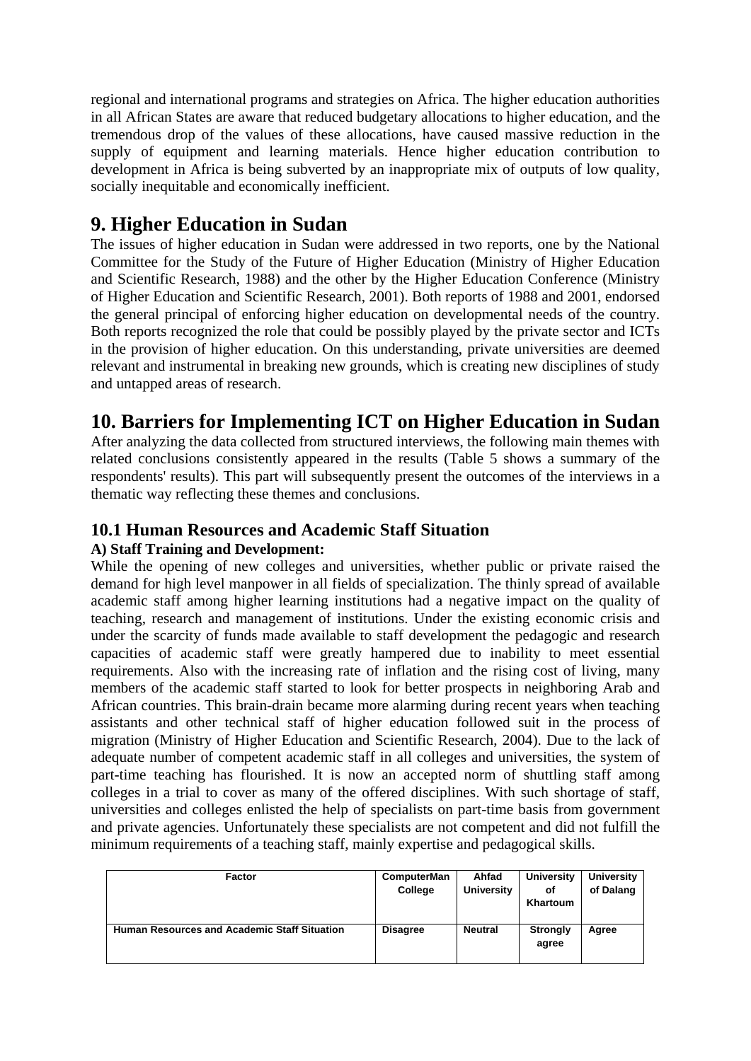regional and international programs and strategies on Africa. The higher education authorities in all African States are aware that reduced budgetary allocations to higher education, and the tremendous drop of the values of these allocations, have caused massive reduction in the supply of equipment and learning materials. Hence higher education contribution to development in Africa is being subverted by an inappropriate mix of outputs of low quality, socially inequitable and economically inefficient.

# 9. Higher Education in Sudan

The issues of higher education in Sudan were addressed in two reports, one by the National Committee for the Study of the Future of Higher Education (Ministry of Higher Education and Scientific Research, 1988) and the other by the Higher Education Conference (Ministry of Higher Education and Scientific Research, 2001). Both reports of 1988 and 2001, endorsed the general principal of enforcing higher education on developmental needs of the country. Both reports recognized the role that could be possibly played by the private sector and ICTs in the provision of higher education. On this understanding, private universities are deemed relevant and instrumental in breaking new grounds, which is creating new disciplines of study and untapped areas of research.

# 10. Barriers for Implementing ICT on Higher Education in Sudan

After analyzing the data collected from structured interviews, the following main themes with related conclusions consistently appeared in the results (Table 5 shows a summary of the respondents' results). This part will subsequently present the outcomes of the interviews in a thematic way reflecting these themes and conclusions.

## 10.1 Human Resources and Academic Staff Situation

**A) Staff Training and Development:**

While the opening of new colleges and universities, whether public or private raised the demand for high level manpower in all fields of specialization. The thinly spread of available academic staff among higher learning institutions had a negative impact on the quality of teaching, research and management of institutions. Under the existing economic crisis and under the scarcity of funds made available to staff development the pedagogic and research capacities of academic staff were greatly hampered due to inability to meet essential requirements. Also with the increasing rate of inflation and the rising cost of living, many members of the academic staff started to look for better prospects in neighboring Arab and African countries. This brain-drain became more alarming during recent years when teaching assistants and other technical staff of higher education followed suit in the process of migration (Ministry of Higher Education and Scientific Research, 2004). Due to the lack of adequate number of competent academic staff in all colleges and universities, the system of part-time teaching has flourished. It is now an accepted norm of shuttling staff among colleges in a trial to cover as many of the offered disciplines. With such shortage of staff, universities and colleges enlisted the help of specialists on part-time basis from government and private agencies. Unfortunately these specialists are not competent and did not fulfill the minimum requirements of a teaching staff, mainly expertise and pedagogical skills.

| Factor | ComputerMan College | Ahfad University | University of Khartoum | University of Dalang |
|---|---|---|---|---|
| Human Resources and Academic Staff Situation | Disagree | Neutral | Strongly agree | Agree |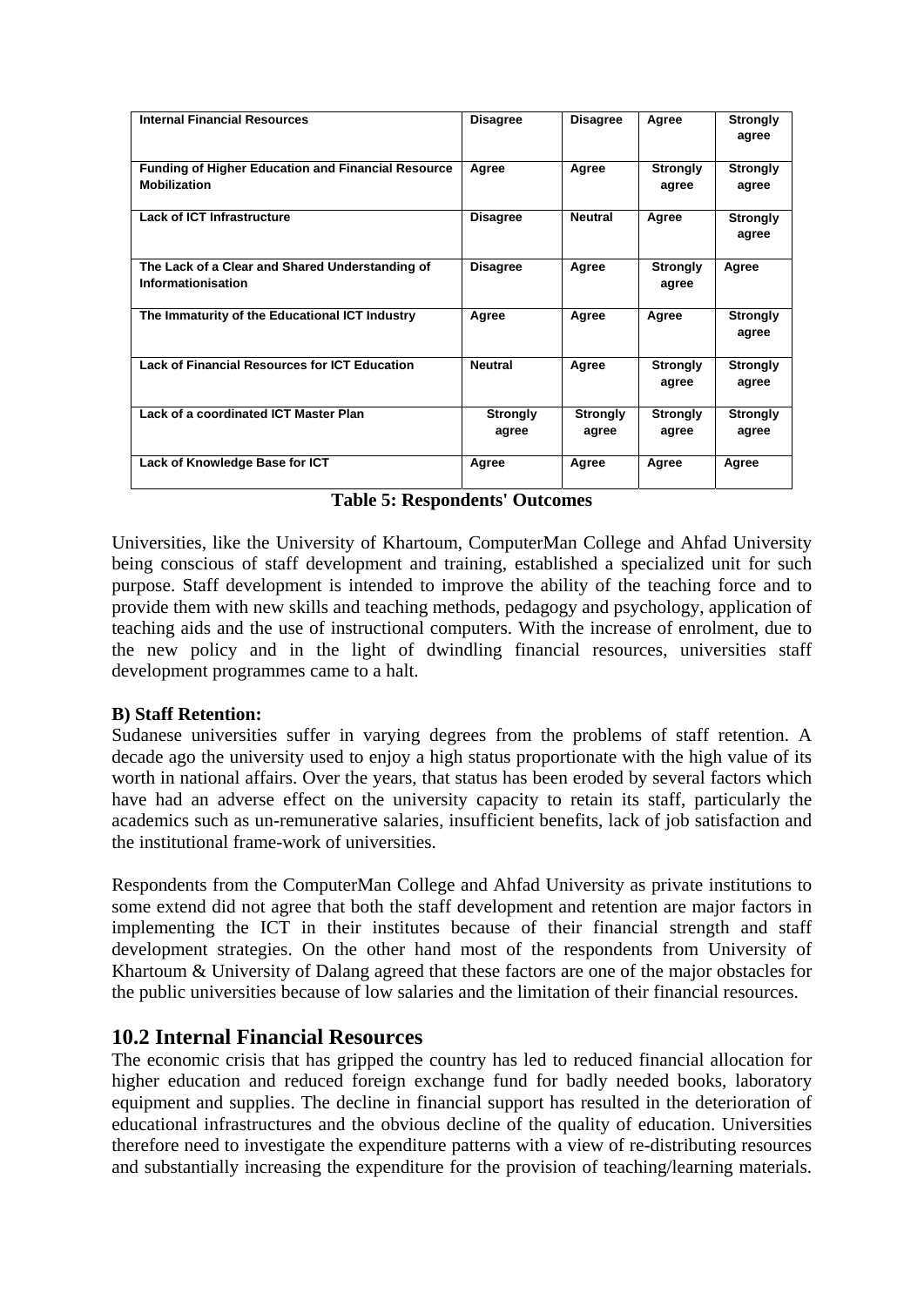| | | | | |
|---|---|---|---|---|
| **Internal Financial Resources** | **Disagree** | **Disagree** | **Agree** | **Strongly agree** |
| **Funding of Higher Education and Financial Resource Mobilization** | **Agree** | **Agree** | **Strongly agree** | **Strongly agree** |
| **Lack of ICT Infrastructure** | **Disagree** | **Neutral** | **Agree** | **Strongly agree** |
| **The Lack of a Clear and Shared Understanding of Informationisation** | **Disagree** | **Agree** | **Strongly agree** | **Agree** |
| **The Immaturity of the Educational ICT Industry** | **Agree** | **Agree** | **Agree** | **Strongly agree** |
| **Lack of Financial Resources for ICT Education** | **Neutral** | **Agree** | **Strongly agree** | **Strongly agree** |
| **Lack of a coordinated ICT Master Plan** | **Strongly agree** | **Strongly agree** | **Strongly agree** | **Strongly agree** |
| **Lack of Knowledge Base for ICT** | **Agree** | **Agree** | **Agree** | **Agree** |

**Table 5: Respondents' Outcomes**

Universities, like the University of Khartoum, ComputerMan College and Ahfad University being conscious of staff development and training, established a specialized unit for such purpose. Staff development is intended to improve the ability of the teaching force and to provide them with new skills and teaching methods, pedagogy and psychology, application of teaching aids and the use of instructional computers. With the increase of enrolment, due to the new policy and in the light of dwindling financial resources, universities staff development programmes came to a halt.

**B) Staff Retention:**

Sudanese universities suffer in varying degrees from the problems of staff retention. A decade ago the university used to enjoy a high status proportionate with the high value of its worth in national affairs. Over the years, that status has been eroded by several factors which have had an adverse effect on the university capacity to retain its staff, particularly the academics such as un-remunerative salaries, insufficient benefits, lack of job satisfaction and the institutional frame-work of universities.

Respondents from the ComputerMan College and Ahfad University as private institutions to some extend did not agree that both the staff development and retention are major factors in implementing the ICT in their institutes because of their financial strength and staff development strategies. On the other hand most of the respondents from University of Khartoum & University of Dalang agreed that these factors are one of the major obstacles for the public universities because of low salaries and the limitation of their financial resources.

## 10.2 Internal Financial Resources

The economic crisis that has gripped the country has led to reduced financial allocation for higher education and reduced foreign exchange fund for badly needed books, laboratory equipment and supplies. The decline in financial support has resulted in the deterioration of educational infrastructures and the obvious decline of the quality of education. Universities therefore need to investigate the expenditure patterns with a view of re-distributing resources and substantially increasing the expenditure for the provision of teaching/learning materials.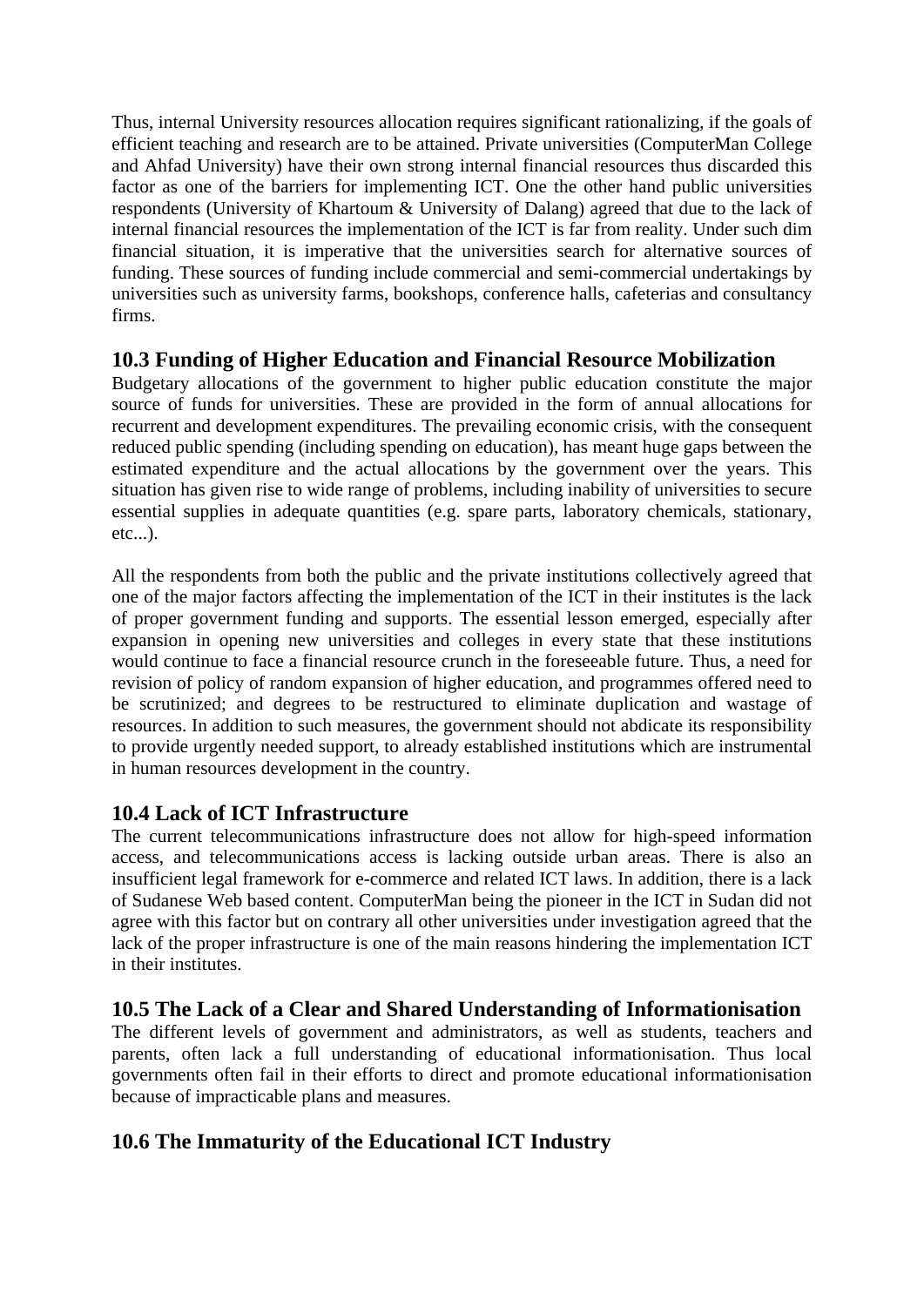Thus, internal University resources allocation requires significant rationalizing, if the goals of efficient teaching and research are to be attained. Private universities (ComputerMan College and Ahfad University) have their own strong internal financial resources thus discarded this factor as one of the barriers for implementing ICT. One the other hand public universities respondents (University of Khartoum & University of Dalang) agreed that due to the lack of internal financial resources the implementation of the ICT is far from reality. Under such dim financial situation, it is imperative that the universities search for alternative sources of funding. These sources of funding include commercial and semi-commercial undertakings by universities such as university farms, bookshops, conference halls, cafeterias and consultancy firms.

## 10.3 Funding of Higher Education and Financial Resource Mobilization

Budgetary allocations of the government to higher public education constitute the major source of funds for universities. These are provided in the form of annual allocations for recurrent and development expenditures. The prevailing economic crisis, with the consequent reduced public spending (including spending on education), has meant huge gaps between the estimated expenditure and the actual allocations by the government over the years. This situation has given rise to wide range of problems, including inability of universities to secure essential supplies in adequate quantities (e.g. spare parts, laboratory chemicals, stationary, etc...).

All the respondents from both the public and the private institutions collectively agreed that one of the major factors affecting the implementation of the ICT in their institutes is the lack of proper government funding and supports. The essential lesson emerged, especially after expansion in opening new universities and colleges in every state that these institutions would continue to face a financial resource crunch in the foreseeable future. Thus, a need for revision of policy of random expansion of higher education, and programmes offered need to be scrutinized; and degrees to be restructured to eliminate duplication and wastage of resources. In addition to such measures, the government should not abdicate its responsibility to provide urgently needed support, to already established institutions which are instrumental in human resources development in the country.

## 10.4 Lack of ICT Infrastructure

The current telecommunications infrastructure does not allow for high-speed information access, and telecommunications access is lacking outside urban areas. There is also an insufficient legal framework for e-commerce and related ICT laws. In addition, there is a lack of Sudanese Web based content. ComputerMan being the pioneer in the ICT in Sudan did not agree with this factor but on contrary all other universities under investigation agreed that the lack of the proper infrastructure is one of the main reasons hindering the implementation ICT in their institutes.

## 10.5 The Lack of a Clear and Shared Understanding of Informationisation

The different levels of government and administrators, as well as students, teachers and parents, often lack a full understanding of educational informationisation. Thus local governments often fail in their efforts to direct and promote educational informationisation because of impracticable plans and measures.

## 10.6 The Immaturity of the Educational ICT Industry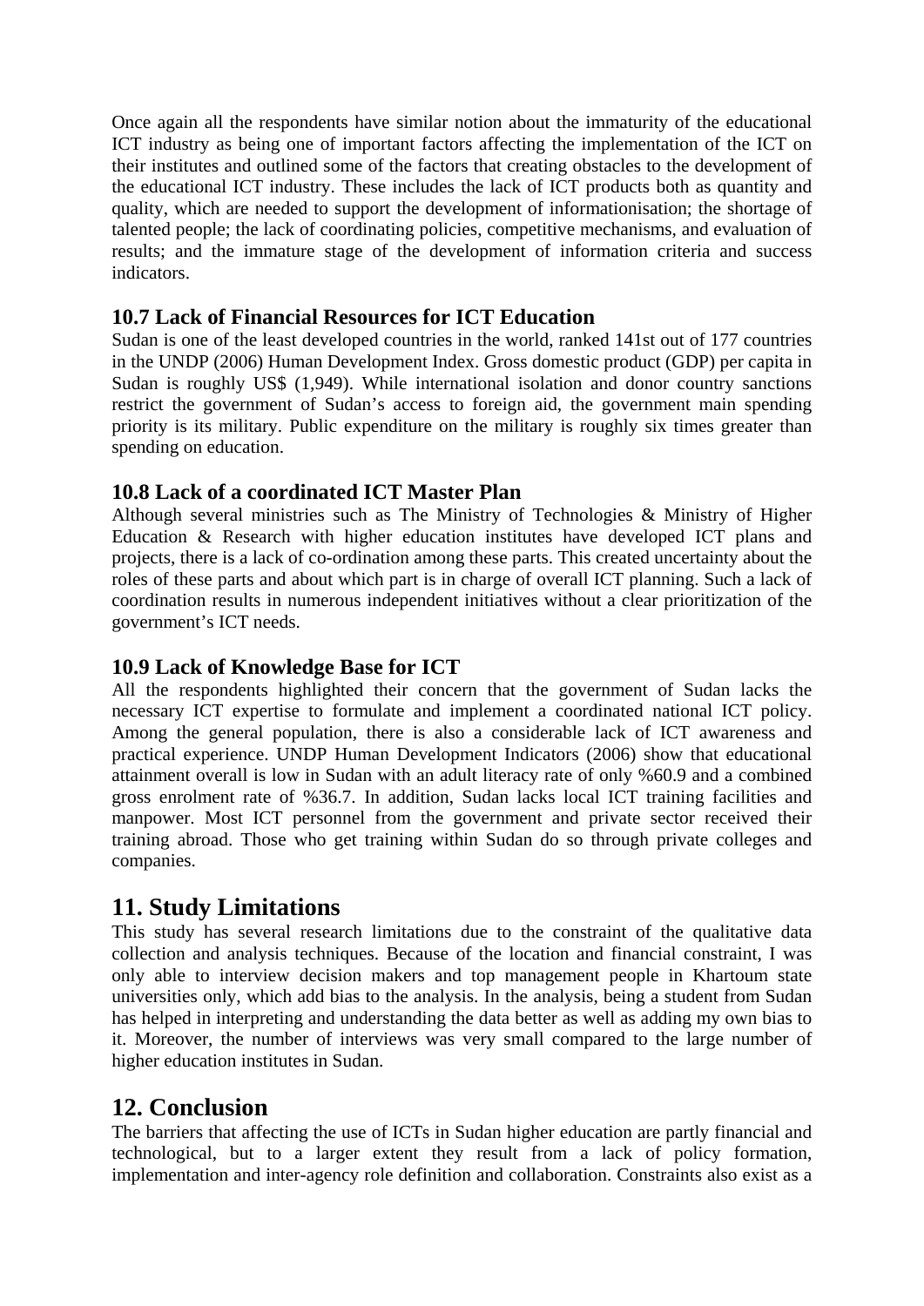Once again all the respondents have similar notion about the immaturity of the educational ICT industry as being one of important factors affecting the implementation of the ICT on their institutes and outlined some of the factors that creating obstacles to the development of the educational ICT industry. These includes the lack of ICT products both as quantity and quality, which are needed to support the development of informationisation; the shortage of talented people; the lack of coordinating policies, competitive mechanisms, and evaluation of results; and the immature stage of the development of information criteria and success indicators.

### 10.7 Lack of Financial Resources for ICT Education

Sudan is one of the least developed countries in the world, ranked 141st out of 177 countries in the UNDP (2006) Human Development Index. Gross domestic product (GDP) per capita in Sudan is roughly US$ (1,949). While international isolation and donor country sanctions restrict the government of Sudan's access to foreign aid, the government main spending priority is its military. Public expenditure on the military is roughly six times greater than spending on education.

### 10.8 Lack of a coordinated ICT Master Plan

Although several ministries such as The Ministry of Technologies & Ministry of Higher Education & Research with higher education institutes have developed ICT plans and projects, there is a lack of co-ordination among these parts. This created uncertainty about the roles of these parts and about which part is in charge of overall ICT planning. Such a lack of coordination results in numerous independent initiatives without a clear prioritization of the government's ICT needs.

### 10.9 Lack of Knowledge Base for ICT

All the respondents highlighted their concern that the government of Sudan lacks the necessary ICT expertise to formulate and implement a coordinated national ICT policy. Among the general population, there is also a considerable lack of ICT awareness and practical experience. UNDP Human Development Indicators (2006) show that educational attainment overall is low in Sudan with an adult literacy rate of only %60.9 and a combined gross enrolment rate of %36.7. In addition, Sudan lacks local ICT training facilities and manpower. Most ICT personnel from the government and private sector received their training abroad. Those who get training within Sudan do so through private colleges and companies.

## 11. Study Limitations

This study has several research limitations due to the constraint of the qualitative data collection and analysis techniques. Because of the location and financial constraint, I was only able to interview decision makers and top management people in Khartoum state universities only, which add bias to the analysis. In the analysis, being a student from Sudan has helped in interpreting and understanding the data better as well as adding my own bias to it. Moreover, the number of interviews was very small compared to the large number of higher education institutes in Sudan.

## 12. Conclusion

The barriers that affecting the use of ICTs in Sudan higher education are partly financial and technological, but to a larger extent they result from a lack of policy formation, implementation and inter-agency role definition and collaboration. Constraints also exist as a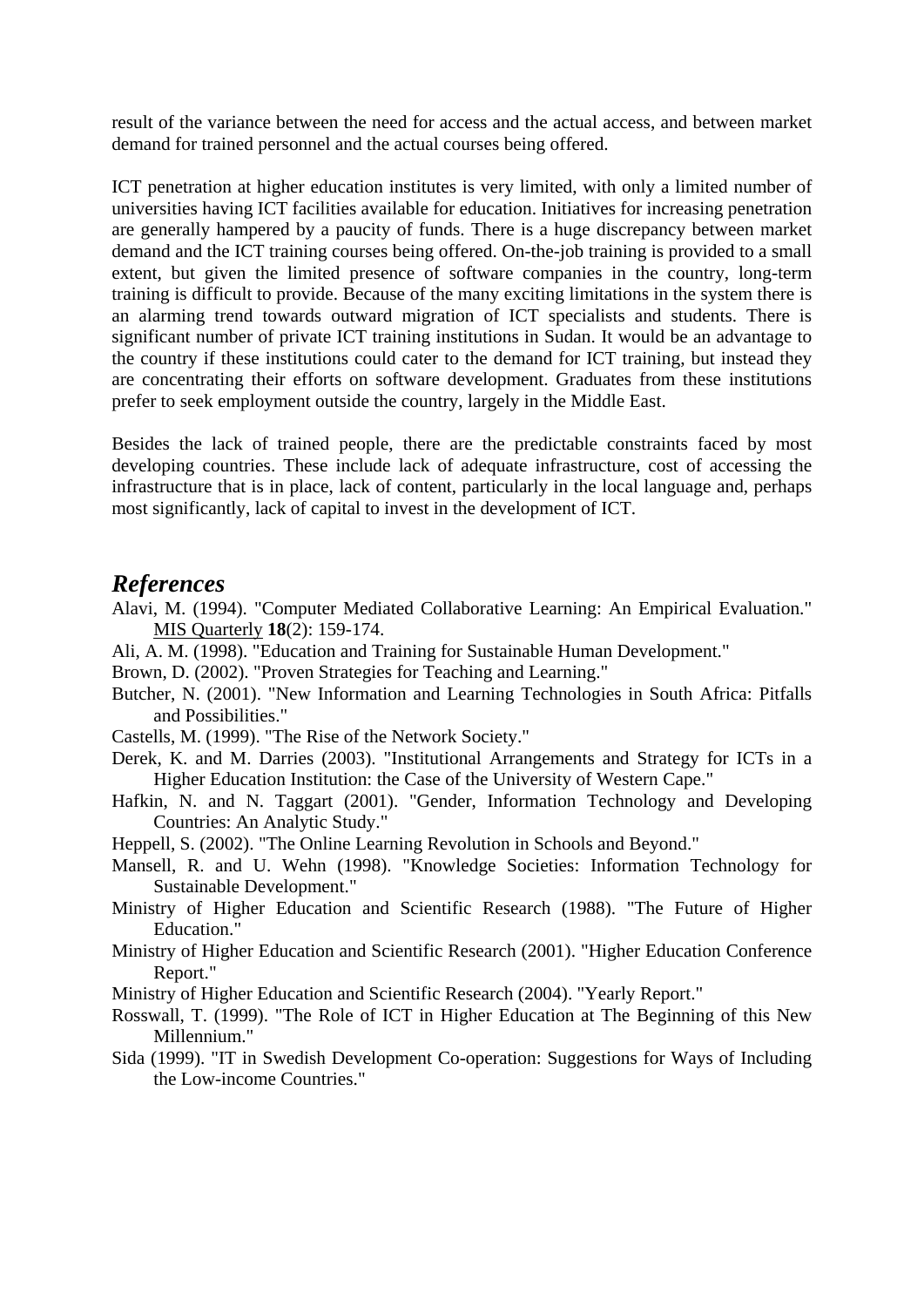result of the variance between the need for access and the actual access, and between market demand for trained personnel and the actual courses being offered.

ICT penetration at higher education institutes is very limited, with only a limited number of universities having ICT facilities available for education. Initiatives for increasing penetration are generally hampered by a paucity of funds. There is a huge discrepancy between market demand and the ICT training courses being offered. On-the-job training is provided to a small extent, but given the limited presence of software companies in the country, long-term training is difficult to provide. Because of the many exciting limitations in the system there is an alarming trend towards outward migration of ICT specialists and students. There is significant number of private ICT training institutions in Sudan. It would be an advantage to the country if these institutions could cater to the demand for ICT training, but instead they are concentrating their efforts on software development. Graduates from these institutions prefer to seek employment outside the country, largely in the Middle East.

Besides the lack of trained people, there are the predictable constraints faced by most developing countries. These include lack of adequate infrastructure, cost of accessing the infrastructure that is in place, lack of content, particularly in the local language and, perhaps most significantly, lack of capital to invest in the development of ICT.

## *References*

Alavi, M. (1994). "Computer Mediated Collaborative Learning: An Empirical Evaluation." MIS Quarterly **18**(2): 159-174.

Ali, A. M. (1998). "Education and Training for Sustainable Human Development."

Brown, D. (2002). "Proven Strategies for Teaching and Learning."

Butcher, N. (2001). "New Information and Learning Technologies in South Africa: Pitfalls and Possibilities."

Castells, M. (1999). "The Rise of the Network Society."

Derek, K. and M. Darries (2003). "Institutional Arrangements and Strategy for ICTs in a Higher Education Institution: the Case of the University of Western Cape."

Hafkin, N. and N. Taggart (2001). "Gender, Information Technology and Developing Countries: An Analytic Study."

Heppell, S. (2002). "The Online Learning Revolution in Schools and Beyond."

Mansell, R. and U. Wehn (1998). "Knowledge Societies: Information Technology for Sustainable Development."

Ministry of Higher Education and Scientific Research (1988). "The Future of Higher Education."

Ministry of Higher Education and Scientific Research (2001). "Higher Education Conference Report."

Ministry of Higher Education and Scientific Research (2004). "Yearly Report."

Rosswall, T. (1999). "The Role of ICT in Higher Education at The Beginning of this New Millennium."

Sida (1999). "IT in Swedish Development Co-operation: Suggestions for Ways of Including the Low-income Countries."